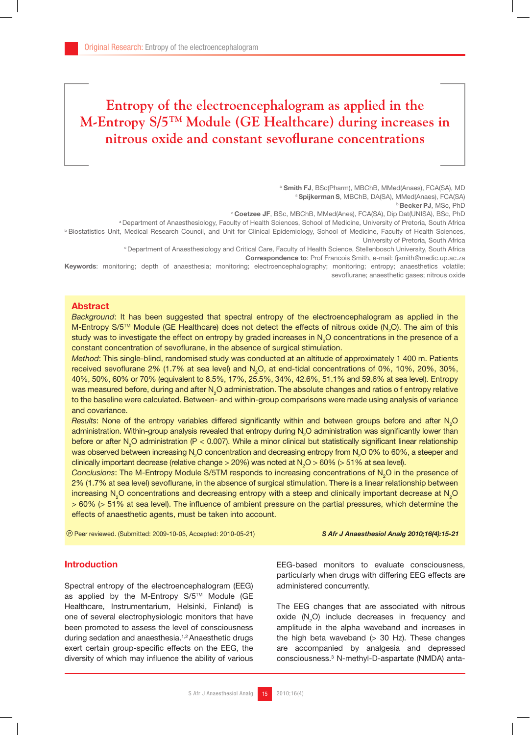# Entropy of the electroencephalogram as applied in the M-Entropy S/5™ Module (GE Healthcare) during increases in nitrous oxide and constant sevoflurane concentrations

[a] **Smith FJ**, BSc(Pharm), MBChB, MMed(Anaes), FCA(SA), MD
[a] **Spijkerman S**, MBChB, DA(SA), MMed(Anaes), FCA(SA)
[b] **Becker PJ**, MSc, PhD
[c] **Coetzee JF**, BSc, MBChB, MMed(Anes), FCA(SA), Dip Dat(UNISA), BSc, PhD

[a] Department of Anaesthesiology, Faculty of Health Sciences, School of Medicine, University of Pretoria, South Africa
[b] Biostatistics Unit, Medical Research Council, and Unit for Clinical Epidemiology, School of Medicine, Faculty of Health Sciences, University of Pretoria, South Africa
[c] Department of Anaesthesiology and Critical Care, Faculty of Health Science, Stellenbosch University, South Africa

**Correspondence to**: Prof Francois Smith, e-mail: fjsmith@medic.up.ac.za

**Keywords**: monitoring; depth of anaesthesia; monitoring; electroencephalography; monitoring; entropy; anaesthetics volatile; sevoflurane; anaesthetic gases; nitrous oxide

## Abstract

*Background*: It has been suggested that spectral entropy of the electroencephalogram as applied in the M-Entropy S/5™ Module (GE Healthcare) does not detect the effects of nitrous oxide ($N_2O$). The aim of this study was to investigate the effect on entropy by graded increases in $N_2O$ concentrations in the presence of a constant concentration of sevoflurane, in the absence of surgical stimulation.

*Method*: This single-blind, randomised study was conducted at an altitude of approximately 1 400 m. Patients received sevoflurane 2% (1.7% at sea level) and $N_2O$, at end-tidal concentrations of 0%, 10%, 20%, 30%, 40%, 50%, 60% or 70% (equivalent to 8.5%, 17%, 25.5%, 34%, 42.6%, 51.1% and 59.6% at sea level). Entropy was measured before, during and after $N_2O$ administration. The absolute changes and ratios o f entropy relative to the baseline were calculated. Between- and within-group comparisons were made using analysis of variance and covariance.

*Results*: None of the entropy variables differed significantly within and between groups before and after $N_2O$ administration. Within-group analysis revealed that entropy during $N_2O$ administration was significantly lower than before or after $N_2O$ administration ($P < 0.007$). While a minor clinical but statistically significant linear relationship was observed between increasing $N_2O$ concentration and decreasing entropy from $N_2O$ 0% to 60%, a steeper and clinically important decrease (relative change > 20%) was noted at $N_2O$ > 60% (> 51% at sea level).

*Conclusions*: The M-Entropy Module S/5TM responds to increasing concentrations of $N_2O$ in the presence of 2% (1.7% at sea level) sevoflurane, in the absence of surgical stimulation. There is a linear relationship between increasing $N_2O$ concentrations and decreasing entropy with a steep and clinically important decrease at $N_2O$ > 60% (> 51% at sea level). The influence of ambient pressure on the partial pressures, which determine the effects of anaesthetic agents, must be taken into account.

Peer reviewed. (Submitted: 2009-10-05, Accepted: 2010-05-21)

*S Afr J Anaesthesiol Analg 2010;16(4):15-21*

## Introduction

Spectral entropy of the electroencephalogram (EEG) as applied by the M-Entropy S/5™ Module (GE Healthcare, Instrumentarium, Helsinki, Finland) is one of several electrophysiologic monitors that have been promoted to assess the level of consciousness during sedation and anaesthesia.[1,2] Anaesthetic drugs exert certain group-specific effects on the EEG, the diversity of which may influence the ability of various EEG-based monitors to evaluate consciousness, particularly when drugs with differing EEG effects are administered concurrently.

The EEG changes that are associated with nitrous oxide ($N_2O$) include decreases in frequency and amplitude in the alpha waveband and increases in the high beta waveband (> 30 Hz). These changes are accompanied by analgesia and depressed consciousness.[3] N-methyl-D-aspartate (NMDA) anta-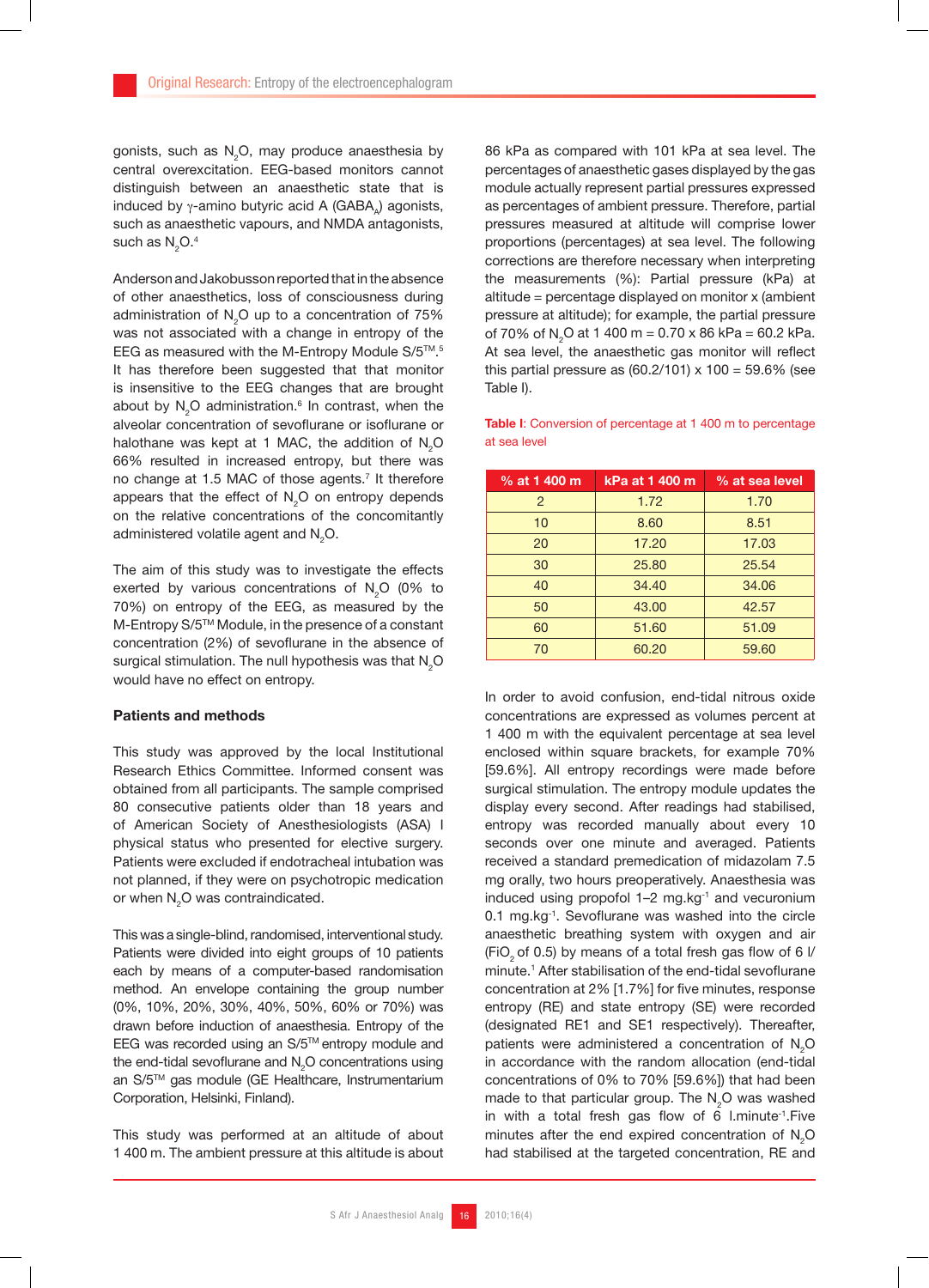gonists, such as $N_2O$, may produce anaesthesia by central overexcitation. EEG-based monitors cannot distinguish between an anaesthetic state that is induced by γ-amino butyric acid A ($GABA_A$) agonists, such as anaesthetic vapours, and NMDA antagonists, such as $N_2O$.[4]

Anderson and Jakobusson reported that in the absence of other anaesthetics, loss of consciousness during administration of $N_2O$ up to a concentration of 75% was not associated with a change in entropy of the EEG as measured with the M-Entropy Module S/5™.[5] It has therefore been suggested that that monitor is insensitive to the EEG changes that are brought about by $N_2O$ administration.[6] In contrast, when the alveolar concentration of sevoflurane or isoflurane or halothane was kept at 1 MAC, the addition of $N_2O$ 66% resulted in increased entropy, but there was no change at 1.5 MAC of those agents.[7] It therefore appears that the effect of $N_2O$ on entropy depends on the relative concentrations of the concomitantly administered volatile agent and $N_2O$.

The aim of this study was to investigate the effects exerted by various concentrations of $N_2O$ (0% to 70%) on entropy of the EEG, as measured by the M-Entropy S/5™ Module, in the presence of a constant concentration (2%) of sevoflurane in the absence of surgical stimulation. The null hypothesis was that $N_2O$ would have no effect on entropy.

## Patients and methods

This study was approved by the local Institutional Research Ethics Committee. Informed consent was obtained from all participants. The sample comprised 80 consecutive patients older than 18 years and of American Society of Anesthesiologists (ASA) I physical status who presented for elective surgery. Patients were excluded if endotracheal intubation was not planned, if they were on psychotropic medication or when $N_2O$ was contraindicated.

This was a single-blind, randomised, interventional study. Patients were divided into eight groups of 10 patients each by means of a computer-based randomisation method. An envelope containing the group number (0%, 10%, 20%, 30%, 40%, 50%, 60% or 70%) was drawn before induction of anaesthesia. Entropy of the EEG was recorded using an S/5™ entropy module and the end-tidal sevoflurane and $N_2O$ concentrations using an S/5™ gas module (GE Healthcare, Instrumentarium Corporation, Helsinki, Finland).

This study was performed at an altitude of about 1 400 m. The ambient pressure at this altitude is about 86 kPa as compared with 101 kPa at sea level. The percentages of anaesthetic gases displayed by the gas module actually represent partial pressures expressed as percentages of ambient pressure. Therefore, partial pressures measured at altitude will comprise lower proportions (percentages) at sea level. The following corrections are therefore necessary when interpreting the measurements (%): Partial pressure (kPa) at altitude = percentage displayed on monitor x (ambient pressure at altitude); for example, the partial pressure of 70% of $N_2O$ at 1 400 m = 0.70 x 86 kPa = 60.2 kPa. At sea level, the anaesthetic gas monitor will reflect this partial pressure as (60.2/101) x 100 = 59.6% (see Table I).

**Table I**: Conversion of percentage at 1 400 m to percentage at sea level

| % at 1 400 m | kPa at 1 400 m | % at sea level |
|---|---|---|
| 2 | 1.72 | 1.70 |
| 10 | 8.60 | 8.51 |
| 20 | 17.20 | 17.03 |
| 30 | 25.80 | 25.54 |
| 40 | 34.40 | 34.06 |
| 50 | 43.00 | 42.57 |
| 60 | 51.60 | 51.09 |
| 70 | 60.20 | 59.60 |

In order to avoid confusion, end-tidal nitrous oxide concentrations are expressed as volumes percent at 1 400 m with the equivalent percentage at sea level enclosed within square brackets, for example 70% [59.6%]. All entropy recordings were made before surgical stimulation. The entropy module updates the display every second. After readings had stabilised, entropy was recorded manually about every 10 seconds over one minute and averaged. Patients received a standard premedication of midazolam 7.5 mg orally, two hours preoperatively. Anaesthesia was induced using propofol 1–2 $mg.kg^{-1}$ and vecuronium 0.1 $mg.kg^{-1}$. Sevoflurane was washed into the circle anaesthetic breathing system with oxygen and air ($FiO_2$ of 0.5) by means of a total fresh gas flow of 6 l/minute.[1] After stabilisation of the end-tidal sevoflurane concentration at 2% [1.7%] for five minutes, response entropy (RE) and state entropy (SE) were recorded (designated RE1 and SE1 respectively). Thereafter, patients were administered a concentration of $N_2O$ in accordance with the random allocation (end-tidal concentrations of 0% to 70% [59.6%]) that had been made to that particular group. The $N_2O$ was washed in with a total fresh gas flow of 6 $l.minute^{-1}$.Five minutes after the end expired concentration of $N_2O$ had stabilised at the targeted concentration, RE and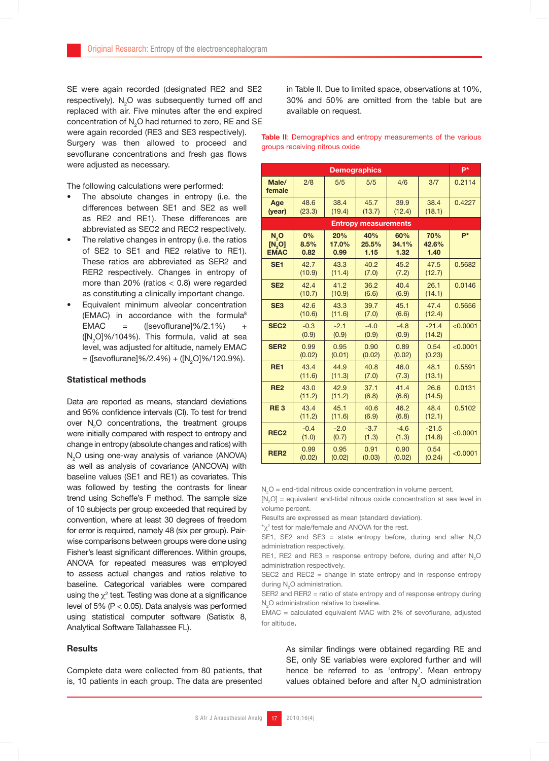SE were again recorded (designated RE2 and SE2 respectively). $N_2O$ was subsequently turned off and replaced with air. Five minutes after the end expired concentration of $N_2O$ had returned to zero, RE and SE were again recorded (RE3 and SE3 respectively). Surgery was then allowed to proceed and sevoflurane concentrations and fresh gas flows were adjusted as necessary.

The following calculations were performed:

- The absolute changes in entropy (i.e. the differences between SE1 and SE2 as well as RE2 and RE1). These differences are abbreviated as SEC2 and REC2 respectively.
- The relative changes in entropy (i.e. the ratios of SE2 to SE1 and RE2 relative to RE1). These ratios are abbreviated as SER2 and RER2 respectively. Changes in entropy of more than 20% (ratios < 0.8) were regarded as constituting a clinically important change.
- Equivalent minimum alveolar concentration (EMAC) in accordance with the formula[8] EMAC = ([sevoflurane]%/2.1%) + ($[N_2O]$%/104%). This formula, valid at sea level, was adjusted for altitude, namely EMAC = ([sevoflurane]%/2.4%) + ($[N_2O]$%/120.9%).

### Statistical methods

Data are reported as means, standard deviations and 95% confidence intervals (CI). To test for trend over $N_2O$ concentrations, the treatment groups were initially compared with respect to entropy and change in entropy (absolute changes and ratios) with $N_2O$ using one-way analysis of variance (ANOVA) as well as analysis of covariance (ANCOVA) with baseline values (SE1 and RE1) as covariates. This was followed by testing the contrasts for linear trend using Scheffe's F method. The sample size of 10 subjects per group exceeded that required by convention, where at least 30 degrees of freedom for error is required, namely 48 (six per group). Pair-wise comparisons between groups were done using Fisher's least significant differences. Within groups, ANOVA for repeated measures was employed to assess actual changes and ratios relative to baseline. Categorical variables were compared using the $\chi^2$ test. Testing was done at a significance level of 5% ($P < 0.05$). Data analysis was performed using statistical computer software (Satistix 8, Analytical Software Tallahassee FL).

### Results

Complete data were collected from 80 patients, that is, 10 patients in each group. The data are presented in Table II. Due to limited space, observations at 10%, 30% and 50% are omitted from the table but are available on request.

**Table II**: Demographics and entropy measurements of the various groups receiving nitrous oxide

| Demographics | | | | | | P* |
|---|---|---|---|---|---|---|
| Male/ female | 2/8 | 5/5 | 5/5 | 4/6 | 3/7 | 0.2114 |
| Age (year) | 48.6 (23.3) | 38.4 (19.4) | 45.7 (13.7) | 39.9 (12.4) | 38.4 (18.1) | 0.4227 |
| **Entropy measurements** | | | | | | |
| $N_2O$ $[N_2O]$ EMAC | 0% 8.5% 0.82 | 20% 17.0% 0.99 | 40% 25.5% 1.15 | 60% 34.1% 1.32 | 70% 42.6% 1.40 | P* |
| SE1 | 42.7 (10.9) | 43.3 (11.4) | 40.2 (7.0) | 45.2 (7.2) | 47.5 (12.7) | 0.5682 |
| SE2 | 42.4 (10.7) | 41.2 (10.9) | 36.2 (6.6) | 40.4 (6.9) | 26.1 (14.1) | 0.0146 |
| SE3 | 42.6 (10.6) | 43.3 (11.6) | 39.7 (7.0) | 45.1 (6.6) | 47.4 (12.4) | 0.5656 |
| SEC2 | -0.3 (0.9) | -2.1 (0.9) | -4.0 (0.9) | -4.8 (0.9) | -21.4 (14.2) | <0.0001 |
| SER2 | 0.99 (0.02) | 0.95 (0.01) | 0.90 (0.02) | 0.89 (0.02) | 0.54 (0.23) | <0.0001 |
| RE1 | 43.4 (11.6) | 44.9 (11.3) | 40.8 (7.0) | 46.0 (7.3) | 48.1 (13.1) | 0.5591 |
| RE2 | 43.0 (11.2) | 42.9 (11.2) | 37.1 (6.8) | 41.4 (6.6) | 26.6 (14.5) | 0.0131 |
| RE 3 | 43.4 (11.2) | 45.1 (11.6) | 40.6 (6.9) | 46.2 (6.8) | 48.4 (12.1) | 0.5102 |
| REC2 | -0.4 (1.0) | -2.0 (0.7) | -3.7 (1.3) | -4.6 (1.3) | -21.5 (14.8) | <0.0001 |
| RER2 | 0.99 (0.02) | 0.95 (0.02) | 0.91 (0.03) | 0.90 (0.02) | 0.54 (0.24) | <0.0001 |

$N_2O$ = end-tidal nitrous oxide concentration in volume percent.
$[N_2O]$ = equivalent end-tidal nitrous oxide concentration at sea level in volume percent.
Results are expressed as mean (standard deviation).
*$\chi^2$ test for male/female and ANOVA for the rest.
SE1, SE2 and SE3 = state entropy before, during and after $N_2O$ administration respectively.
RE1, RE2 and RE3 = response entropy before, during and after $N_2O$ administration respectively.
SEC2 and REC2 = change in state entropy and in response entropy during $N_2O$ administration.
SER2 and RER2 = ratio of state entropy and of response entropy during $N_2O$ administration relative to baseline.
EMAC = calculated equivalent MAC with 2% of sevoflurane, adjusted for altitude.

As similar findings were obtained regarding RE and SE, only SE variables were explored further and will hence be referred to as 'entropy'. Mean entropy values obtained before and after $N_2O$ administration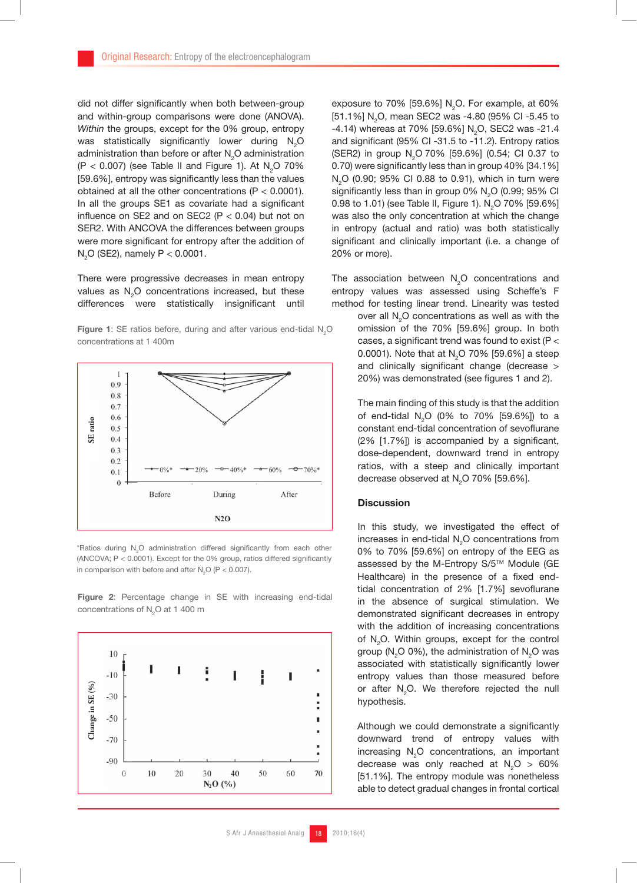did not differ significantly when both between-group and within-group comparisons were done (ANOVA). *Within* the groups, except for the 0% group, entropy was statistically significantly lower during $N_2O$ administration than before or after $N_2O$ administration ($P < 0.007$) (see Table II and Figure 1). At $N_2O$ 70% [59.6%], entropy was significantly less than the values obtained at all the other concentrations ($P < 0.0001$). In all the groups SE1 as covariate had a significant influence on SE2 and on SEC2 ($P < 0.04$) but not on SER2. With ANCOVA the differences between groups were more significant for entropy after the addition of $N_2O$ (SE2), namely $P < 0.0001$.

There were progressive decreases in mean entropy values as $N_2O$ concentrations increased, but these differences were statistically insignificant until exposure to 70% [59.6%] $N_2O$. For example, at 60% [51.1%] $N_2O$, mean SEC2 was -4.80 (95% CI -5.45 to -4.14) whereas at 70% [59.6%] $N_2O$, SEC2 was -21.4 and significant (95% CI -31.5 to -11.2). Entropy ratios (SER2) in group $N_2O$ 70% [59.6%] (0.54; CI 0.37 to 0.70) were significantly less than in group 40% [34.1%] $N_2O$ (0.90; 95% CI 0.88 to 0.91), which in turn were significantly less than in group 0% $N_2O$ (0.99; 95% CI 0.98 to 1.01) (see Table II, Figure 1). $N_2O$ 70% [59.6%] was also the only concentration at which the change in entropy (actual and ratio) was both statistically significant and clinically important (i.e. a change of 20% or more).

**Figure 1**: SE ratios before, during and after various end-tidal $N_2O$ concentrations at 1 400m

*Ratios during $N_2O$ administration differed significantly from each other (ANCOVA; $P < 0.0001$). Except for the 0% group, ratios differed significantly in comparison with before and after $N_2O$ ($P < 0.007$).

**Figure 2**: Percentage change in SE with increasing end-tidal concentrations of $N_2O$ at 1 400 m

The association between $N_2O$ concentrations and entropy values was assessed using Scheffe's F method for testing linear trend. Linearity was tested over all $N_2O$ concentrations as well as with the omission of the 70% [59.6%] group. In both cases, a significant trend was found to exist ($P < 0.0001$). Note that at $N_2O$ 70% [59.6%] a steep and clinically significant change (decrease > 20%) was demonstrated (see figures 1 and 2).

The main finding of this study is that the addition of end-tidal $N_2O$ (0% to 70% [59.6%]) to a constant end-tidal concentration of sevoflurane (2% [1.7%]) is accompanied by a significant, dose-dependent, downward trend in entropy ratios, with a steep and clinically important decrease observed at $N_2O$ 70% [59.6%].

## Discussion

In this study, we investigated the effect of increases in end-tidal $N_2O$ concentrations from 0% to 70% [59.6%] on entropy of the EEG as assessed by the M-Entropy S/5™ Module (GE Healthcare) in the presence of a fixed end-tidal concentration of 2% [1.7%] sevoflurane in the absence of surgical stimulation. We demonstrated significant decreases in entropy with the addition of increasing concentrations of $N_2O$. Within groups, except for the control group ($N_2O$ 0%), the administration of $N_2O$ was associated with statistically significantly lower entropy values than those measured before or after $N_2O$. We therefore rejected the null hypothesis.

Although we could demonstrate a significantly downward trend of entropy values with increasing $N_2O$ concentrations, an important decrease was only reached at $N_2O$ > 60% [51.1%]. The entropy module was nonetheless able to detect gradual changes in frontal cortical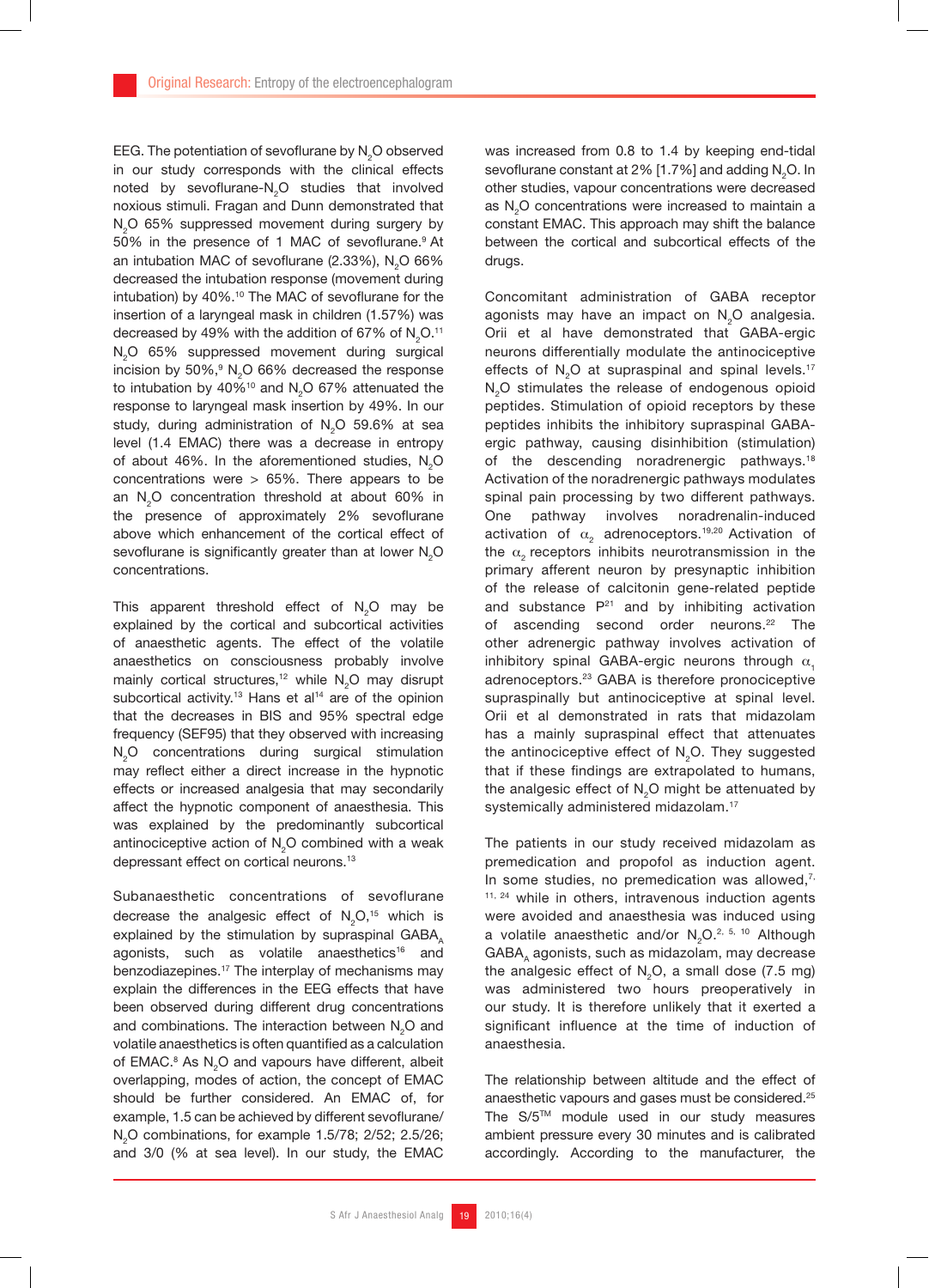EEG. The potentiation of sevoflurane by $N_2O$ observed in our study corresponds with the clinical effects noted by sevoflurane-$N_2O$ studies that involved noxious stimuli. Fragan and Dunn demonstrated that $N_2O$ 65% suppressed movement during surgery by 50% in the presence of 1 MAC of sevoflurane.[9] At an intubation MAC of sevoflurane (2.33%), $N_2O$ 66% decreased the intubation response (movement during intubation) by 40%.[10] The MAC of sevoflurane for the insertion of a laryngeal mask in children (1.57%) was decreased by 49% with the addition of 67% of $N_2O$.[11] $N_2O$ 65% suppressed movement during surgical incision by 50%,[9] $N_2O$ 66% decreased the response to intubation by 40%[10] and $N_2O$ 67% attenuated the response to laryngeal mask insertion by 49%. In our study, during administration of $N_2O$ 59.6% at sea level (1.4 EMAC) there was a decrease in entropy of about 46%. In the aforementioned studies, $N_2O$ concentrations were > 65%. There appears to be an $N_2O$ concentration threshold at about 60% in the presence of approximately 2% sevoflurane above which enhancement of the cortical effect of sevoflurane is significantly greater than at lower $N_2O$ concentrations.

This apparent threshold effect of $N_2O$ may be explained by the cortical and subcortical activities of anaesthetic agents. The effect of the volatile anaesthetics on consciousness probably involve mainly cortical structures,[12] while $N_2O$ may disrupt subcortical activity.[13] Hans et al[14] are of the opinion that the decreases in BIS and 95% spectral edge frequency (SEF95) that they observed with increasing $N_2O$ concentrations during surgical stimulation may reflect either a direct increase in the hypnotic effects or increased analgesia that may secondarily affect the hypnotic component of anaesthesia. This was explained by the predominantly subcortical antinociceptive action of $N_2O$ combined with a weak depressant effect on cortical neurons.[13]

Subanaesthetic concentrations of sevoflurane decrease the analgesic effect of $N_2O$,[15] which is explained by the stimulation by supraspinal $GABA_A$ agonists, such as volatile anaesthetics[16] and benzodiazepines.[17] The interplay of mechanisms may explain the differences in the EEG effects that have been observed during different drug concentrations and combinations. The interaction between $N_2O$ and volatile anaesthetics is often quantified as a calculation of EMAC.[8] As $N_2O$ and vapours have different, albeit overlapping, modes of action, the concept of EMAC should be further considered. An EMAC of, for example, 1.5 can be achieved by different sevoflurane/$N_2O$ combinations, for example 1.5/78; 2/52; 2.5/26; and 3/0 (% at sea level). In our study, the EMAC was increased from 0.8 to 1.4 by keeping end-tidal sevoflurane constant at 2% [1.7%] and adding $N_2O$. In other studies, vapour concentrations were decreased as $N_2O$ concentrations were increased to maintain a constant EMAC. This approach may shift the balance between the cortical and subcortical effects of the drugs.

Concomitant administration of GABA receptor agonists may have an impact on $N_2O$ analgesia. Orii et al have demonstrated that GABA-ergic neurons differentially modulate the antinociceptive effects of $N_2O$ at supraspinal and spinal levels.[17] $N_2O$ stimulates the release of endogenous opioid peptides. Stimulation of opioid receptors by these peptides inhibits the inhibitory supraspinal GABA-ergic pathway, causing disinhibition (stimulation) of the descending noradrenergic pathways.[18] Activation of the noradrenergic pathways modulates spinal pain processing by two different pathways. One pathway involves noradrenalin-induced activation of $\alpha_2$ adrenoceptors.[19,20] Activation of the $\alpha_2$ receptors inhibits neurotransmission in the primary afferent neuron by presynaptic inhibition of the release of calcitonin gene-related peptide and substance P[21] and by inhibiting activation of ascending second order neurons.[22] The other adrenergic pathway involves activation of inhibitory spinal GABA-ergic neurons through $\alpha_1$ adrenoceptors.[23] GABA is therefore pronociceptive supraspinally but antinociceptive at spinal level. Orii et al demonstrated in rats that midazolam has a mainly supraspinal effect that attenuates the antinociceptive effect of $N_2O$. They suggested that if these findings are extrapolated to humans, the analgesic effect of $N_2O$ might be attenuated by systemically administered midazolam.[17]

The patients in our study received midazolam as premedication and propofol as induction agent. In some studies, no premedication was allowed,[7, 11, 24] while in others, intravenous induction agents were avoided and anaesthesia was induced using a volatile anaesthetic and/or $N_2O$.[2, 5, 10] Although $GABA_A$ agonists, such as midazolam, may decrease the analgesic effect of $N_2O$, a small dose (7.5 mg) was administered two hours preoperatively in our study. It is therefore unlikely that it exerted a significant influence at the time of induction of anaesthesia.

The relationship between altitude and the effect of anaesthetic vapours and gases must be considered.[25] The S/5™ module used in our study measures ambient pressure every 30 minutes and is calibrated accordingly. According to the manufacturer, the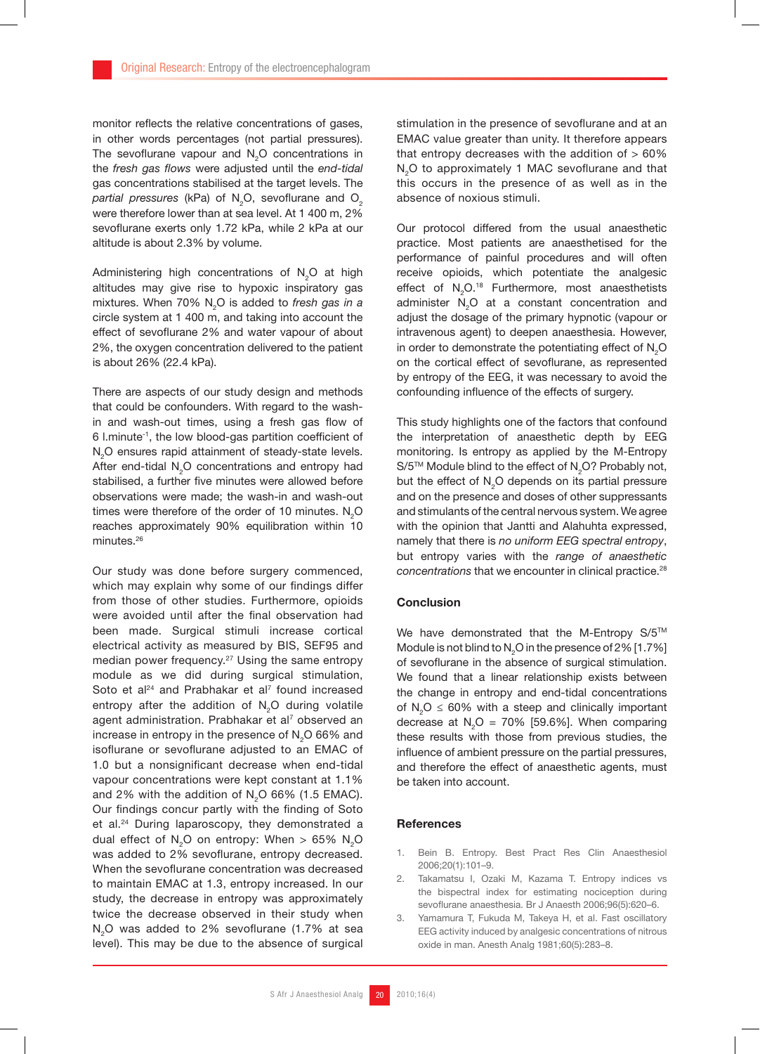monitor reflects the relative concentrations of gases, in other words percentages (not partial pressures). The sevoflurane vapour and $N_2O$ concentrations in the *fresh gas flows* were adjusted until the *end-tidal* gas concentrations stabilised at the target levels. The *partial pressures* (kPa) of $N_2O$, sevoflurane and $O_2$ were therefore lower than at sea level. At 1 400 m, 2% sevoflurane exerts only 1.72 kPa, while 2 kPa at our altitude is about 2.3% by volume.

Administering high concentrations of $N_2O$ at high altitudes may give rise to hypoxic inspiratory gas mixtures. When 70% $N_2O$ is added to *fresh gas in a* circle system at 1 400 m, and taking into account the effect of sevoflurane 2% and water vapour of about 2%, the oxygen concentration delivered to the patient is about 26% (22.4 kPa).

There are aspects of our study design and methods that could be confounders. With regard to the wash-in and wash-out times, using a fresh gas flow of 6 l.minute$^{-1}$, the low blood-gas partition coefficient of $N_2O$ ensures rapid attainment of steady-state levels. After end-tidal $N_2O$ concentrations and entropy had stabilised, a further five minutes were allowed before observations were made; the wash-in and wash-out times were therefore of the order of 10 minutes. $N_2O$ reaches approximately 90% equilibration within 10 minutes.[26]

Our study was done before surgery commenced, which may explain why some of our findings differ from those of other studies. Furthermore, opioids were avoided until after the final observation had been made. Surgical stimuli increase cortical electrical activity as measured by BIS, SEF95 and median power frequency.[27] Using the same entropy module as we did during surgical stimulation, Soto et al[24] and Prabhakar et al[7] found increased entropy after the addition of $N_2O$ during volatile agent administration. Prabhakar et al[7] observed an increase in entropy in the presence of $N_2O$ 66% and isoflurane or sevoflurane adjusted to an EMAC of 1.0 but a nonsignificant decrease when end-tidal vapour concentrations were kept constant at 1.1% and 2% with the addition of $N_2O$ 66% (1.5 EMAC). Our findings concur partly with the finding of Soto et al.[24] During laparoscopy, they demonstrated a dual effect of $N_2O$ on entropy: When > 65% $N_2O$ was added to 2% sevoflurane, entropy decreased. When the sevoflurane concentration was decreased to maintain EMAC at 1.3, entropy increased. In our study, the decrease in entropy was approximately twice the decrease observed in their study when $N_2O$ was added to 2% sevoflurane (1.7% at sea level). This may be due to the absence of surgical stimulation in the presence of sevoflurane and at an EMAC value greater than unity. It therefore appears that entropy decreases with the addition of > 60% $N_2O$ to approximately 1 MAC sevoflurane and that this occurs in the presence of as well as in the absence of noxious stimuli.

Our protocol differed from the usual anaesthetic practice. Most patients are anaesthetised for the performance of painful procedures and will often receive opioids, which potentiate the analgesic effect of $N_2O$.[18] Furthermore, most anaesthetists administer $N_2O$ at a constant concentration and adjust the dosage of the primary hypnotic (vapour or intravenous agent) to deepen anaesthesia. However, in order to demonstrate the potentiating effect of $N_2O$ on the cortical effect of sevoflurane, as represented by entropy of the EEG, it was necessary to avoid the confounding influence of the effects of surgery.

This study highlights one of the factors that confound the interpretation of anaesthetic depth by EEG monitoring. Is entropy as applied by the M-Entropy S/5™ Module blind to the effect of $N_2O$? Probably not, but the effect of $N_2O$ depends on its partial pressure and on the presence and doses of other suppressants and stimulants of the central nervous system. We agree with the opinion that Jantti and Alahuhta expressed, namely that there is *no uniform EEG spectral entropy*, but entropy varies with the *range of anaesthetic concentrations* that we encounter in clinical practice.[28]

## Conclusion

We have demonstrated that the M-Entropy S/5™ Module is not blind to $N_2O$ in the presence of 2% [1.7%] of sevoflurane in the absence of surgical stimulation. We found that a linear relationship exists between the change in entropy and end-tidal concentrations of $N_2O \leq 60\%$ with a steep and clinically important decrease at $N_2O = 70\%$ [59.6%]. When comparing these results with those from previous studies, the influence of ambient pressure on the partial pressures, and therefore the effect of anaesthetic agents, must be taken into account.

## References

1. Bein B. Entropy. Best Pract Res Clin Anaesthesiol 2006;20(1):101–9.
2. Takamatsu I, Ozaki M, Kazama T. Entropy indices vs the bispectral index for estimating nociception during sevoflurane anaesthesia. Br J Anaesth 2006;96(5):620–6.
3. Yamamura T, Fukuda M, Takeya H, et al. Fast oscillatory EEG activity induced by analgesic concentrations of nitrous oxide in man. Anesth Analg 1981;60(5):283–8.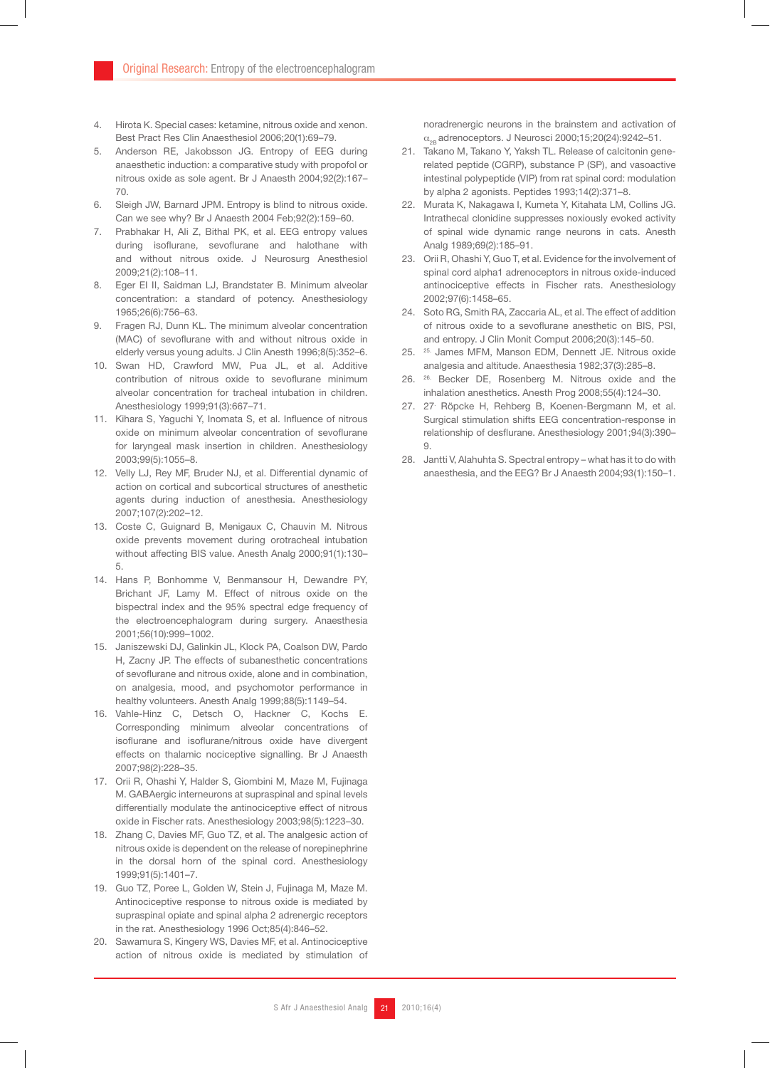4. Hirota K. Special cases: ketamine, nitrous oxide and xenon. Best Pract Res Clin Anaesthesiol 2006;20(1):69–79.
5. Anderson RE, Jakobsson JG. Entropy of EEG during anaesthetic induction: a comparative study with propofol or nitrous oxide as sole agent. Br J Anaesth 2004;92(2):167–70.
6. Sleigh JW, Barnard JPM. Entropy is blind to nitrous oxide. Can we see why? Br J Anaesth 2004 Feb;92(2):159–60.
7. Prabhakar H, Ali Z, Bithal PK, et al. EEG entropy values during isoflurane, sevoflurane and halothane with and without nitrous oxide. J Neurosurg Anesthesiol 2009;21(2):108–11.
8. Eger EI II, Saidman LJ, Brandstater B. Minimum alveolar concentration: a standard of potency. Anesthesiology 1965;26(6):756–63.
9. Fragen RJ, Dunn KL. The minimum alveolar concentration (MAC) of sevoflurane with and without nitrous oxide in elderly versus young adults. J Clin Anesth 1996;8(5):352–6.
10. Swan HD, Crawford MW, Pua JL, et al. Additive contribution of nitrous oxide to sevoflurane minimum alveolar concentration for tracheal intubation in children. Anesthesiology 1999;91(3):667–71.
11. Kihara S, Yaguchi Y, Inomata S, et al. Influence of nitrous oxide on minimum alveolar concentration of sevoflurane for laryngeal mask insertion in children. Anesthesiology 2003;99(5):1055–8.
12. Velly LJ, Rey MF, Bruder NJ, et al. Differential dynamic of action on cortical and subcortical structures of anesthetic agents during induction of anesthesia. Anesthesiology 2007;107(2):202–12.
13. Coste C, Guignard B, Menigaux C, Chauvin M. Nitrous oxide prevents movement during orotracheal intubation without affecting BIS value. Anesth Analg 2000;91(1):130–5.
14. Hans P, Bonhomme V, Benmansour H, Dewandre PY, Brichant JF, Lamy M. Effect of nitrous oxide on the bispectral index and the 95% spectral edge frequency of the electroencephalogram during surgery. Anaesthesia 2001;56(10):999–1002.
15. Janiszewski DJ, Galinkin JL, Klock PA, Coalson DW, Pardo H, Zacny JP. The effects of subanesthetic concentrations of sevoflurane and nitrous oxide, alone and in combination, on analgesia, mood, and psychomotor performance in healthy volunteers. Anesth Analg 1999;88(5):1149–54.
16. Vahle-Hinz C, Detsch O, Hackner C, Kochs E. Corresponding minimum alveolar concentrations of isoflurane and isoflurane/nitrous oxide have divergent effects on thalamic nociceptive signalling. Br J Anaesth 2007;98(2):228–35.
17. Orii R, Ohashi Y, Halder S, Giombini M, Maze M, Fujinaga M. GABAergic interneurons at supraspinal and spinal levels differentially modulate the antinociceptive effect of nitrous oxide in Fischer rats. Anesthesiology 2003;98(5):1223–30.
18. Zhang C, Davies MF, Guo TZ, et al. The analgesic action of nitrous oxide is dependent on the release of norepinephrine in the dorsal horn of the spinal cord. Anesthesiology 1999;91(5):1401–7.
19. Guo TZ, Poree L, Golden W, Stein J, Fujinaga M, Maze M. Antinociceptive response to nitrous oxide is mediated by supraspinal opiate and spinal alpha 2 adrenergic receptors in the rat. Anesthesiology 1996 Oct;85(4):846–52.
20. Sawamura S, Kingery WS, Davies MF, et al. Antinociceptive action of nitrous oxide is mediated by stimulation of noradrenergic neurons in the brainstem and activation of $\alpha_{2B}$ adrenoceptors. J Neurosci 2000;15;20(24):9242–51.
21. Takano M, Takano Y, Yaksh TL. Release of calcitonin gene-related peptide (CGRP), substance P (SP), and vasoactive intestinal polypeptide (VIP) from rat spinal cord: modulation by alpha 2 agonists. Peptides 1993;14(2):371–8.
22. Murata K, Nakagawa I, Kumeta Y, Kitahata LM, Collins JG. Intrathecal clonidine suppresses noxiously evoked activity of spinal wide dynamic range neurons in cats. Anesth Analg 1989;69(2):185–91.
23. Orii R, Ohashi Y, Guo T, et al. Evidence for the involvement of spinal cord alpha1 adrenoceptors in nitrous oxide-induced antinociceptive effects in Fischer rats. Anesthesiology 2002;97(6):1458–65.
24. Soto RG, Smith RA, Zaccaria AL, et al. The effect of addition of nitrous oxide to a sevoflurane anesthetic on BIS, PSI, and entropy. J Clin Monit Comput 2006;20(3):145–50.
25. 25. James MFM, Manson EDM, Dennett JE. Nitrous oxide analgesia and altitude. Anaesthesia 1982;37(3):285–8.
26. 26. Becker DE, Rosenberg M. Nitrous oxide and the inhalation anesthetics. Anesth Prog 2008;55(4):124–30.
27. 27. Röpcke H, Rehberg B, Koenen-Bergmann M, et al. Surgical stimulation shifts EEG concentration-response in relationship of desflurane. Anesthesiology 2001;94(3):390–9.
28. Jantti V, Alahuhta S. Spectral entropy – what has it to do with anaesthesia, and the EEG? Br J Anaesth 2004;93(1):150–1.